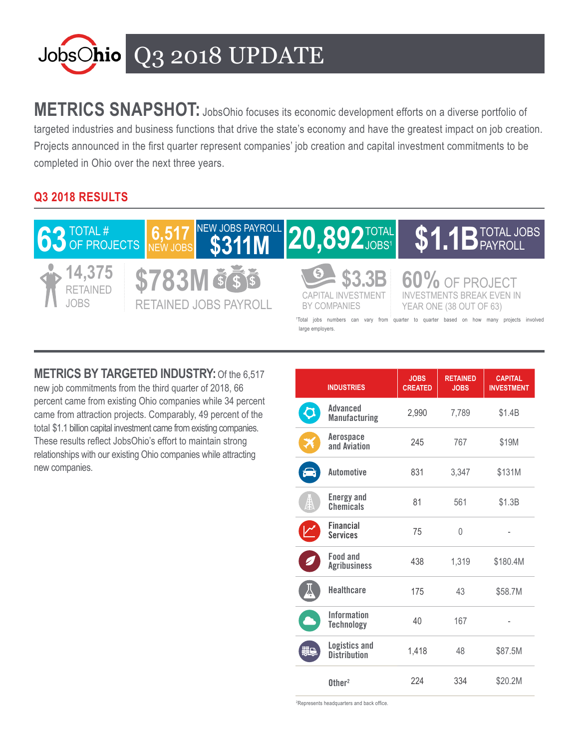# JobsOhio Q3 2018 UPDATE

**METRICS SNAPSHOT:** JobsOhio focuses its economic development efforts on a diverse portfolio of targeted industries and business functions that drive the state's economy and have the greatest impact on job creation. Projects announced in the first quarter represent companies' job creation and capital investment commitments to be completed in Ohio over the next three years.

## Q3 2018 RESULTS

- **63** TOTAL # OF PROJECTS
- **6,517** NEW JOBS
- NEW JOBS PAYROLL **$311M**
- **20,892** TOTAL JOBS[1]
- **$1.1B** TOTAL JOBS PAYROLL
- **14,375** RETAINED JOBS
- **$783M** RETAINED JOBS PAYROLL
- **$3.3B** CAPITAL INVESTMENT BY COMPANIES
- **60%** OF PROJECT INVESTMENTS BREAK EVEN IN YEAR ONE (38 OUT OF 63)

[1]Total jobs numbers can vary from quarter to quarter based on how many projects involved large employers.

**METRICS BY TARGETED INDUSTRY:** Of the 6,517 new job commitments from the third quarter of 2018, 66 percent came from existing Ohio companies while 34 percent came from attraction projects. Comparably, 49 percent of the total $1.1 billion capital investment came from existing companies. These results reflect JobsOhio's effort to maintain strong relationships with our existing Ohio companies while attracting new companies.

| INDUSTRIES | JOBS CREATED | RETAINED JOBS | CAPITAL INVESTMENT |
|---|---|---|---|
| Advanced Manufacturing | 2,990 | 7,789 | $1.4B |
| Aerospace and Aviation | 245 | 767 | $19M |
| Automotive | 831 | 3,347 | $131M |
| Energy and Chemicals | 81 | 561 | $1.3B |
| Financial Services | 75 | 0 | - |
| Food and Agribusiness | 438 | 1,319 | $180.4M |
| Healthcare | 175 | 43 | $58.7M |
| Information Technology | 40 | 167 | - |
| Logistics and Distribution | 1,418 | 48 | $87.5M |
| Other[2] | 224 | 334 | $20.2M |

[2]Represents headquarters and back office.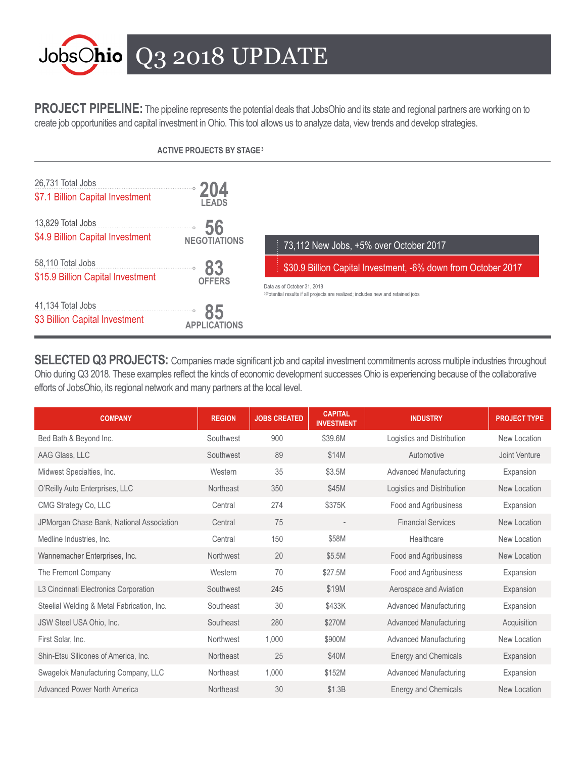# Q3 2018 UPDATE

**PROJECT PIPELINE:** The pipeline represents the potential deals that JobsOhio and its state and regional partners are working on to create job opportunities and capital investment in Ohio. This tool allows us to analyze data, view trends and develop strategies.

**ACTIVE PROJECTS BY STAGE**[3]

26,731 Total Jobs
$7.1 Billion Capital Investment
**204** LEADS

13,829 Total Jobs
$4.9 Billion Capital Investment
**56** NEGOTIATIONS

58,110 Total Jobs
$15.9 Billion Capital Investment
**83** OFFERS

41,134 Total Jobs
$3 Billion Capital Investment
**85** APPLICATIONS

73,112 New Jobs, +5% over October 2017

$30.9 Billion Capital Investment, -6% down from October 2017

Data as of October 31, 2018

[3]Potential results if all projects are realized; includes new and retained jobs

**SELECTED Q3 PROJECTS:** Companies made significant job and capital investment commitments across multiple industries throughout Ohio during Q3 2018. These examples reflect the kinds of economic development successes Ohio is experiencing because of the collaborative efforts of JobsOhio, its regional network and many partners at the local level.

| COMPANY | REGION | JOBS CREATED | CAPITAL INVESTMENT | INDUSTRY | PROJECT TYPE |
|---|---|---|---|---|---|
| Bed Bath & Beyond Inc. | Southwest | 900 | $39.6M | Logistics and Distribution | New Location |
| AAG Glass, LLC | Southwest | 89 | $14M | Automotive | Joint Venture |
| Midwest Specialties, Inc. | Western | 35 | $3.5M | Advanced Manufacturing | Expansion |
| O'Reilly Auto Enterprises, LLC | Northeast | 350 | $45M | Logistics and Distribution | New Location |
| CMG Strategy Co, LLC | Central | 274 | $375K | Food and Agribusiness | Expansion |
| JPMorgan Chase Bank, National Association | Central | 75 | - | Financial Services | New Location |
| Medline Industries, Inc. | Central | 150 | $58M | Healthcare | New Location |
| Wannemacher Enterprises, Inc. | Northwest | 20 | $5.5M | Food and Agribusiness | New Location |
| The Fremont Company | Western | 70 | $27.5M | Food and Agribusiness | Expansion |
| L3 Cincinnati Electronics Corporation | Southwest | 245 | $19M | Aerospace and Aviation | Expansion |
| Steelial Welding & Metal Fabrication, Inc. | Southeast | 30 | $433K | Advanced Manufacturing | Expansion |
| JSW Steel USA Ohio, Inc. | Southeast | 280 | $270M | Advanced Manufacturing | Acquisition |
| First Solar, Inc. | Northwest | 1,000 | $900M | Advanced Manufacturing | New Location |
| Shin-Etsu Silicones of America, Inc. | Northeast | 25 | $40M | Energy and Chemicals | Expansion |
| Swagelok Manufacturing Company, LLC | Northeast | 1,000 | $152M | Advanced Manufacturing | Expansion |
| Advanced Power North America | Northeast | 30 | $1.3B | Energy and Chemicals | New Location |